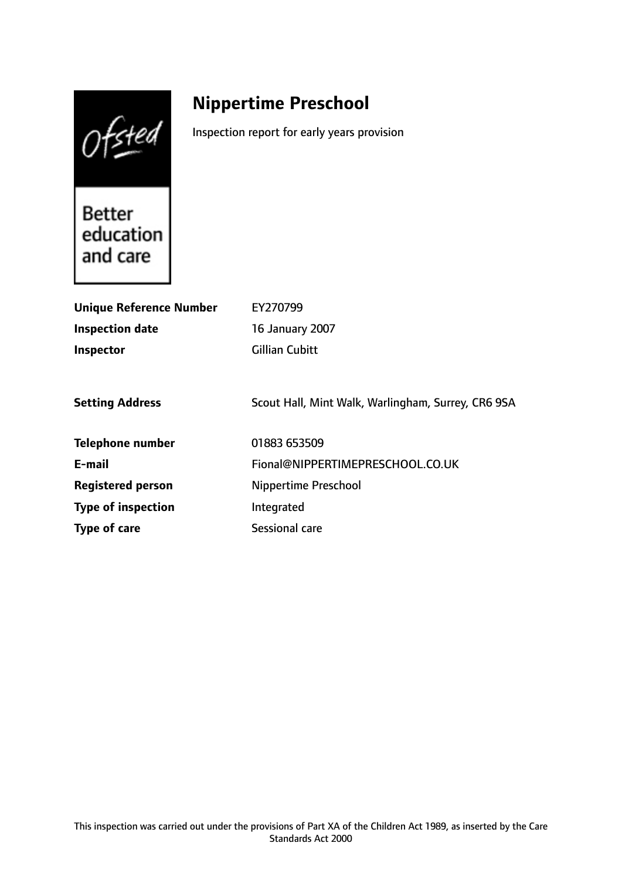# Nippertime Preschool

Inspection report for early years provision

Ofsted

Better education and care

| | |
|---|---|
| **Unique Reference Number** | EY270799 |
| **Inspection date** | 16 January 2007 |
| **Inspector** | Gillian Cubitt |
| | |
| **Setting Address** | Scout Hall, Mint Walk, Warlingham, Surrey, CR6 9SA |
| | |
| **Telephone number** | 01883 653509 |
| **E-mail** | Fional@NIPPERTIMEPRESCHOOL.CO.UK |
| **Registered person** | Nippertime Preschool |
| **Type of inspection** | Integrated |
| **Type of care** | Sessional care |

This inspection was carried out under the provisions of Part XA of the Children Act 1989, as inserted by the Care Standards Act 2000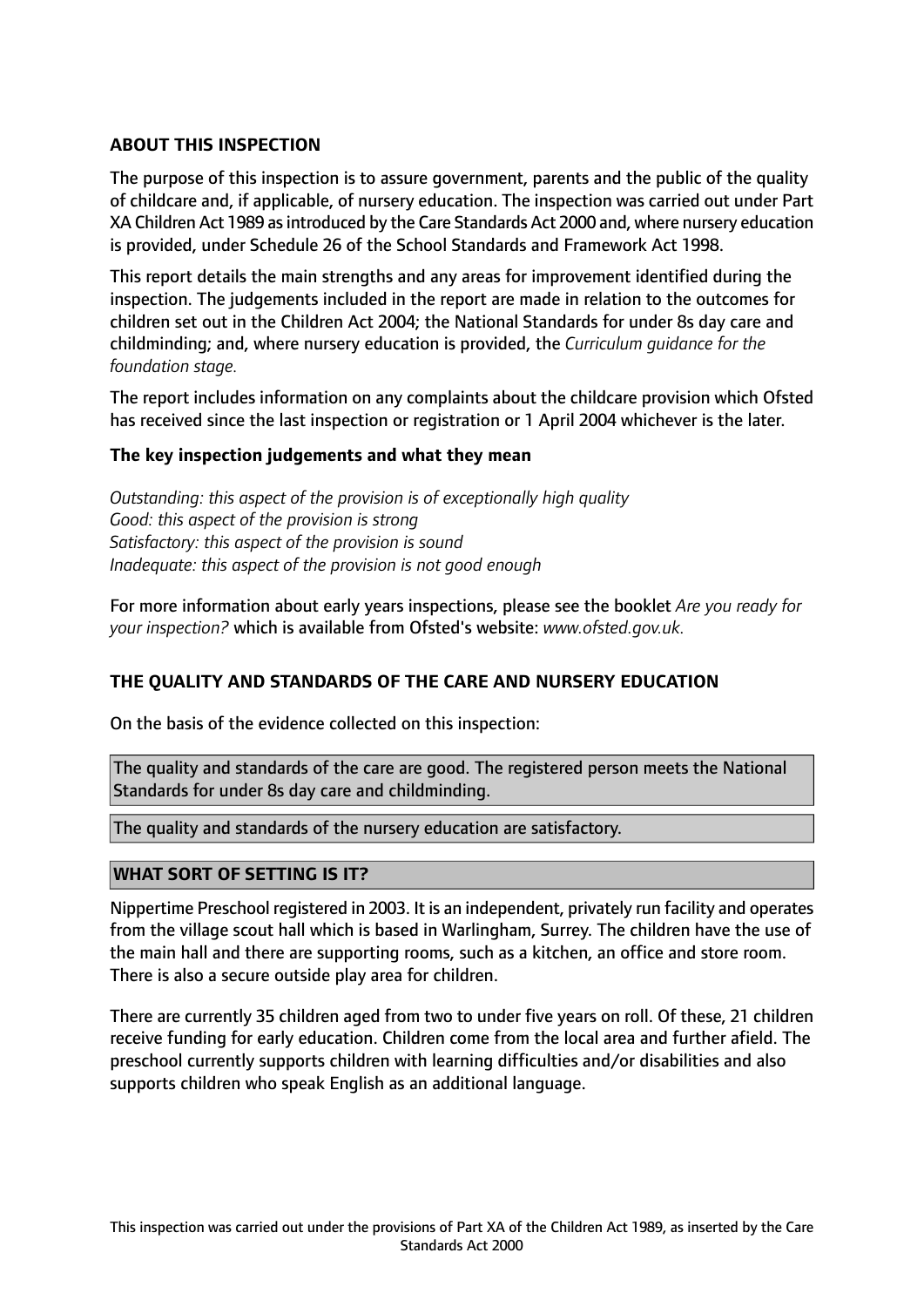**ABOUT THIS INSPECTION**

The purpose of this inspection is to assure government, parents and the public of the quality of childcare and, if applicable, of nursery education. The inspection was carried out under Part XA Children Act 1989 as introduced by the Care Standards Act 2000 and, where nursery education is provided, under Schedule 26 of the School Standards and Framework Act 1998.

This report details the main strengths and any areas for improvement identified during the inspection. The judgements included in the report are made in relation to the outcomes for children set out in the Children Act 2004; the National Standards for under 8s day care and childminding; and, where nursery education is provided, the *Curriculum guidance for the foundation stage.*

The report includes information on any complaints about the childcare provision which Ofsted has received since the last inspection or registration or 1 April 2004 whichever is the later.

**The key inspection judgements and what they mean**

*Outstanding: this aspect of the provision is of exceptionally high quality*
*Good: this aspect of the provision is strong*
*Satisfactory: this aspect of the provision is sound*
*Inadequate: this aspect of the provision is not good enough*

For more information about early years inspections, please see the booklet *Are you ready for your inspection?* which is available from Ofsted's website: *www.ofsted.gov.uk.*

**THE QUALITY AND STANDARDS OF THE CARE AND NURSERY EDUCATION**

On the basis of the evidence collected on this inspection:

The quality and standards of the care are good. The registered person meets the National Standards for under 8s day care and childminding.

The quality and standards of the nursery education are satisfactory.

**WHAT SORT OF SETTING IS IT?**

Nippertime Preschool registered in 2003. It is an independent, privately run facility and operates from the village scout hall which is based in Warlingham, Surrey. The children have the use of the main hall and there are supporting rooms, such as a kitchen, an office and store room. There is also a secure outside play area for children.

There are currently 35 children aged from two to under five years on roll. Of these, 21 children receive funding for early education. Children come from the local area and further afield. The preschool currently supports children with learning difficulties and/or disabilities and also supports children who speak English as an additional language.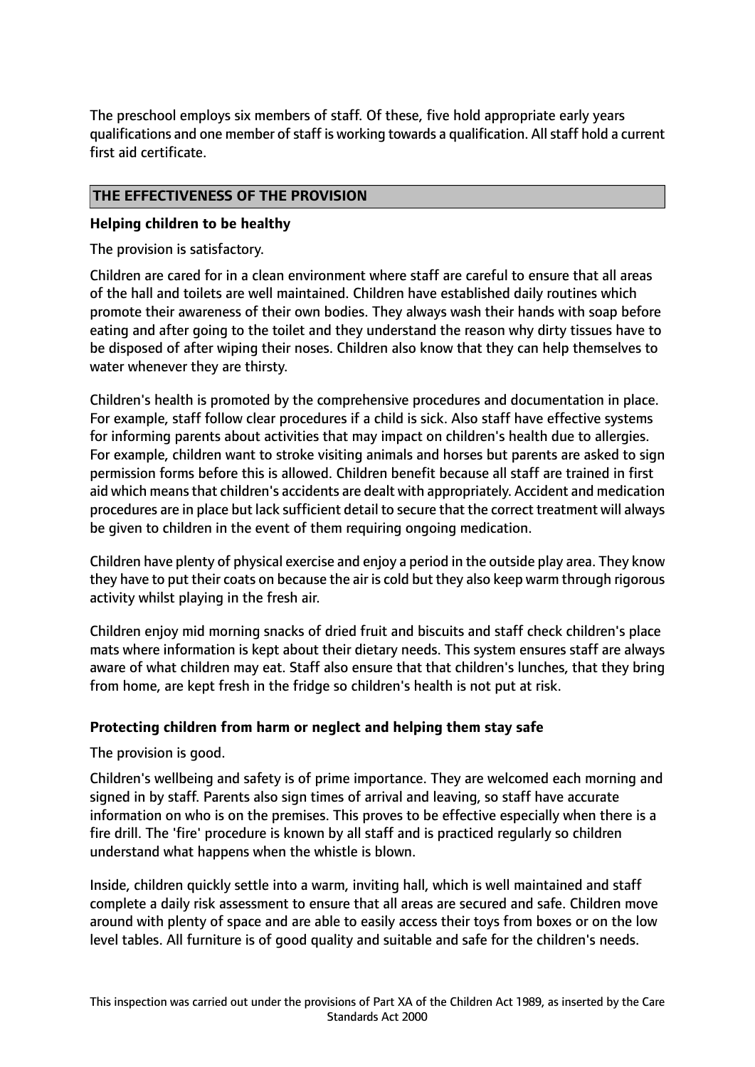The preschool employs six members of staff. Of these, five hold appropriate early years qualifications and one member of staff is working towards a qualification. All staff hold a current first aid certificate.

## THE EFFECTIVENESS OF THE PROVISION

### Helping children to be healthy

The provision is satisfactory.

Children are cared for in a clean environment where staff are careful to ensure that all areas of the hall and toilets are well maintained. Children have established daily routines which promote their awareness of their own bodies. They always wash their hands with soap before eating and after going to the toilet and they understand the reason why dirty tissues have to be disposed of after wiping their noses. Children also know that they can help themselves to water whenever they are thirsty.

Children's health is promoted by the comprehensive procedures and documentation in place. For example, staff follow clear procedures if a child is sick. Also staff have effective systems for informing parents about activities that may impact on children's health due to allergies. For example, children want to stroke visiting animals and horses but parents are asked to sign permission forms before this is allowed. Children benefit because all staff are trained in first aid which means that children's accidents are dealt with appropriately. Accident and medication procedures are in place but lack sufficient detail to secure that the correct treatment will always be given to children in the event of them requiring ongoing medication.

Children have plenty of physical exercise and enjoy a period in the outside play area. They know they have to put their coats on because the air is cold but they also keep warm through rigorous activity whilst playing in the fresh air.

Children enjoy mid morning snacks of dried fruit and biscuits and staff check children's place mats where information is kept about their dietary needs. This system ensures staff are always aware of what children may eat. Staff also ensure that that children's lunches, that they bring from home, are kept fresh in the fridge so children's health is not put at risk.

### Protecting children from harm or neglect and helping them stay safe

The provision is good.

Children's wellbeing and safety is of prime importance. They are welcomed each morning and signed in by staff. Parents also sign times of arrival and leaving, so staff have accurate information on who is on the premises. This proves to be effective especially when there is a fire drill. The 'fire' procedure is known by all staff and is practiced regularly so children understand what happens when the whistle is blown.

Inside, children quickly settle into a warm, inviting hall, which is well maintained and staff complete a daily risk assessment to ensure that all areas are secured and safe. Children move around with plenty of space and are able to easily access their toys from boxes or on the low level tables. All furniture is of good quality and suitable and safe for the children's needs.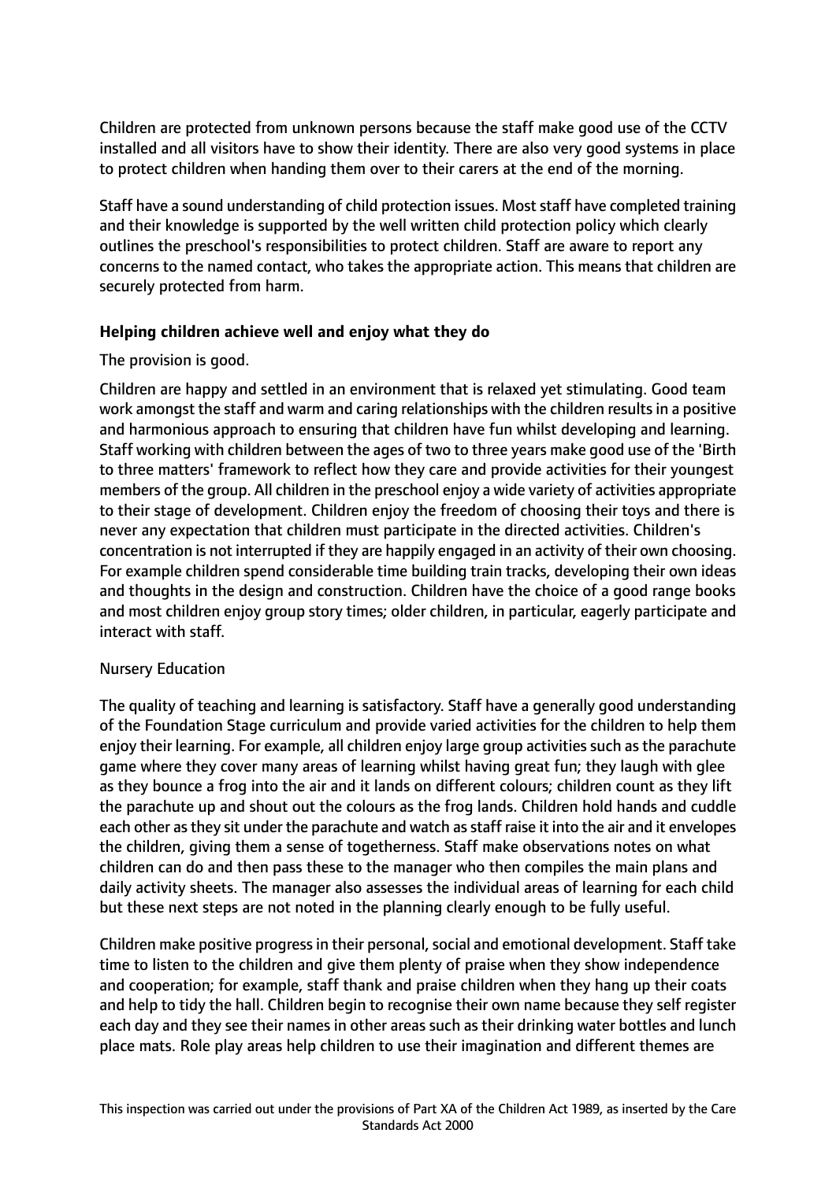Children are protected from unknown persons because the staff make good use of the CCTV installed and all visitors have to show their identity. There are also very good systems in place to protect children when handing them over to their carers at the end of the morning.

Staff have a sound understanding of child protection issues. Most staff have completed training and their knowledge is supported by the well written child protection policy which clearly outlines the preschool's responsibilities to protect children. Staff are aware to report any concerns to the named contact, who takes the appropriate action. This means that children are securely protected from harm.

**Helping children achieve well and enjoy what they do**

The provision is good.

Children are happy and settled in an environment that is relaxed yet stimulating. Good team work amongst the staff and warm and caring relationships with the children results in a positive and harmonious approach to ensuring that children have fun whilst developing and learning. Staff working with children between the ages of two to three years make good use of the 'Birth to three matters' framework to reflect how they care and provide activities for their youngest members of the group. All children in the preschool enjoy a wide variety of activities appropriate to their stage of development. Children enjoy the freedom of choosing their toys and there is never any expectation that children must participate in the directed activities. Children's concentration is not interrupted if they are happily engaged in an activity of their own choosing. For example children spend considerable time building train tracks, developing their own ideas and thoughts in the design and construction. Children have the choice of a good range books and most children enjoy group story times; older children, in particular, eagerly participate and interact with staff.

Nursery Education

The quality of teaching and learning is satisfactory. Staff have a generally good understanding of the Foundation Stage curriculum and provide varied activities for the children to help them enjoy their learning. For example, all children enjoy large group activities such as the parachute game where they cover many areas of learning whilst having great fun; they laugh with glee as they bounce a frog into the air and it lands on different colours; children count as they lift the parachute up and shout out the colours as the frog lands. Children hold hands and cuddle each other as they sit under the parachute and watch as staff raise it into the air and it envelopes the children, giving them a sense of togetherness. Staff make observations notes on what children can do and then pass these to the manager who then compiles the main plans and daily activity sheets. The manager also assesses the individual areas of learning for each child but these next steps are not noted in the planning clearly enough to be fully useful.

Children make positive progress in their personal, social and emotional development. Staff take time to listen to the children and give them plenty of praise when they show independence and cooperation; for example, staff thank and praise children when they hang up their coats and help to tidy the hall. Children begin to recognise their own name because they self register each day and they see their names in other areas such as their drinking water bottles and lunch place mats. Role play areas help children to use their imagination and different themes are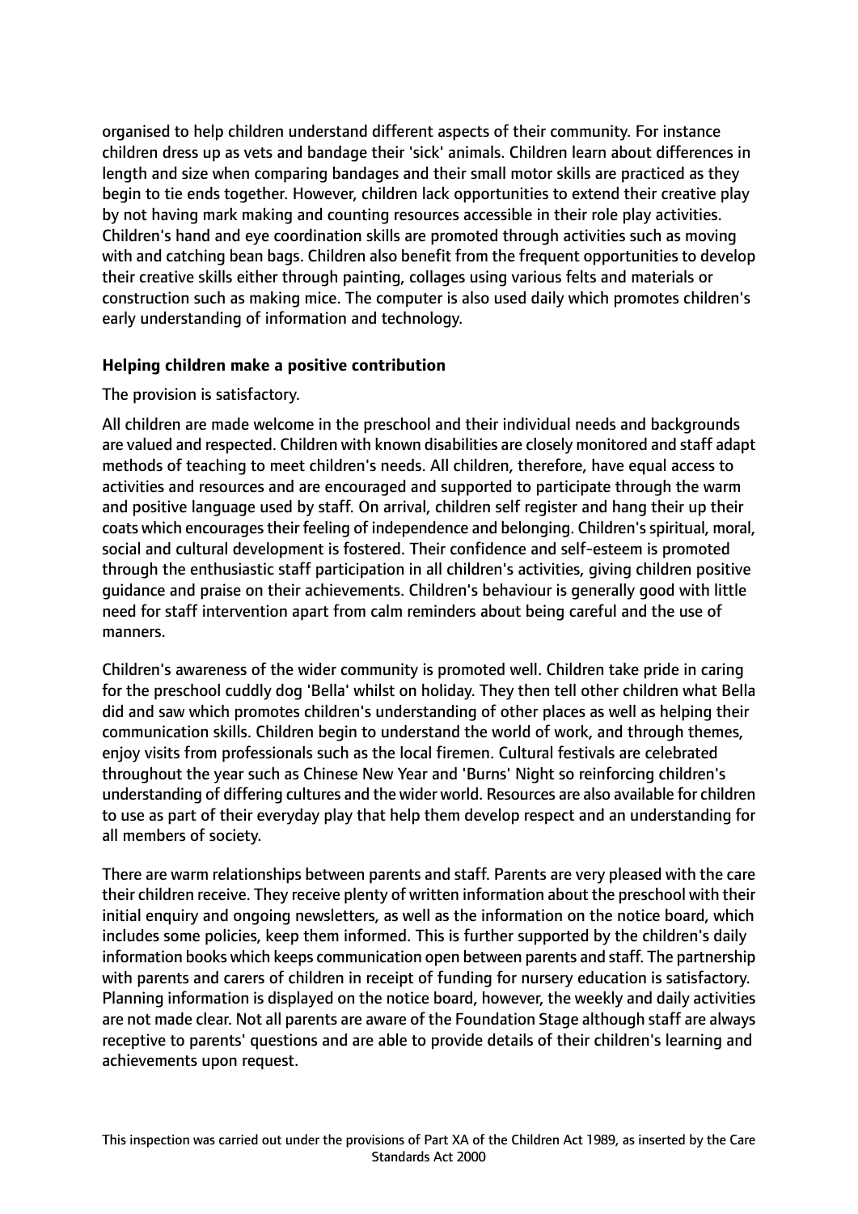organised to help children understand different aspects of their community. For instance children dress up as vets and bandage their 'sick' animals. Children learn about differences in length and size when comparing bandages and their small motor skills are practiced as they begin to tie ends together. However, children lack opportunities to extend their creative play by not having mark making and counting resources accessible in their role play activities. Children's hand and eye coordination skills are promoted through activities such as moving with and catching bean bags. Children also benefit from the frequent opportunities to develop their creative skills either through painting, collages using various felts and materials or construction such as making mice. The computer is also used daily which promotes children's early understanding of information and technology.

**Helping children make a positive contribution**

The provision is satisfactory.

All children are made welcome in the preschool and their individual needs and backgrounds are valued and respected. Children with known disabilities are closely monitored and staff adapt methods of teaching to meet children's needs. All children, therefore, have equal access to activities and resources and are encouraged and supported to participate through the warm and positive language used by staff. On arrival, children self register and hang their up their coats which encourages their feeling of independence and belonging. Children's spiritual, moral, social and cultural development is fostered. Their confidence and self-esteem is promoted through the enthusiastic staff participation in all children's activities, giving children positive guidance and praise on their achievements. Children's behaviour is generally good with little need for staff intervention apart from calm reminders about being careful and the use of manners.

Children's awareness of the wider community is promoted well. Children take pride in caring for the preschool cuddly dog 'Bella' whilst on holiday. They then tell other children what Bella did and saw which promotes children's understanding of other places as well as helping their communication skills. Children begin to understand the world of work, and through themes, enjoy visits from professionals such as the local firemen. Cultural festivals are celebrated throughout the year such as Chinese New Year and 'Burns' Night so reinforcing children's understanding of differing cultures and the wider world. Resources are also available for children to use as part of their everyday play that help them develop respect and an understanding for all members of society.

There are warm relationships between parents and staff. Parents are very pleased with the care their children receive. They receive plenty of written information about the preschool with their initial enquiry and ongoing newsletters, as well as the information on the notice board, which includes some policies, keep them informed. This is further supported by the children's daily information books which keeps communication open between parents and staff. The partnership with parents and carers of children in receipt of funding for nursery education is satisfactory. Planning information is displayed on the notice board, however, the weekly and daily activities are not made clear. Not all parents are aware of the Foundation Stage although staff are always receptive to parents' questions and are able to provide details of their children's learning and achievements upon request.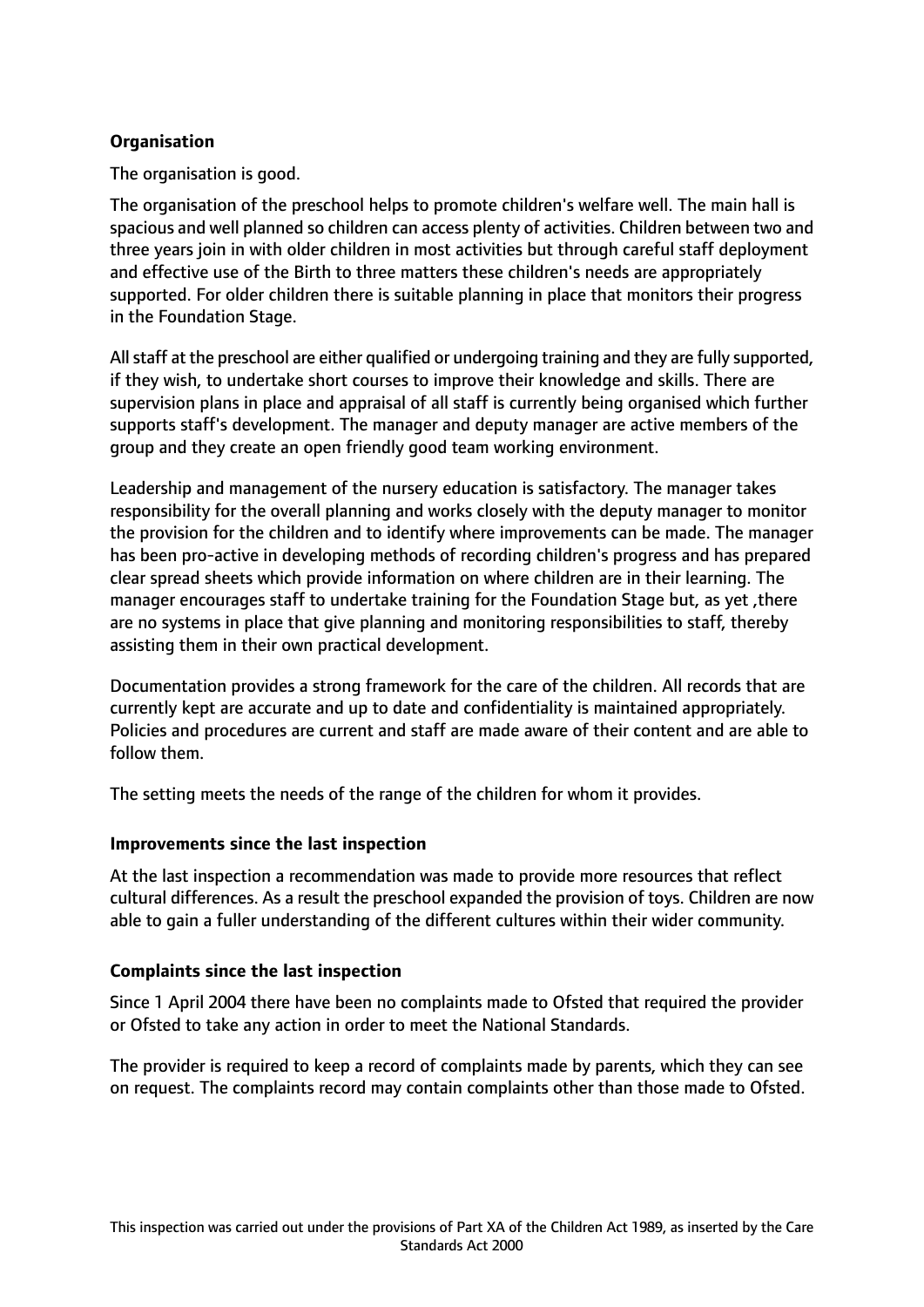**Organisation**

The organisation is good.

The organisation of the preschool helps to promote children's welfare well. The main hall is spacious and well planned so children can access plenty of activities. Children between two and three years join in with older children in most activities but through careful staff deployment and effective use of the Birth to three matters these children's needs are appropriately supported. For older children there is suitable planning in place that monitors their progress in the Foundation Stage.

All staff at the preschool are either qualified or undergoing training and they are fully supported, if they wish, to undertake short courses to improve their knowledge and skills. There are supervision plans in place and appraisal of all staff is currently being organised which further supports staff's development. The manager and deputy manager are active members of the group and they create an open friendly good team working environment.

Leadership and management of the nursery education is satisfactory. The manager takes responsibility for the overall planning and works closely with the deputy manager to monitor the provision for the children and to identify where improvements can be made. The manager has been pro-active in developing methods of recording children's progress and has prepared clear spread sheets which provide information on where children are in their learning. The manager encourages staff to undertake training for the Foundation Stage but, as yet ,there are no systems in place that give planning and monitoring responsibilities to staff, thereby assisting them in their own practical development.

Documentation provides a strong framework for the care of the children. All records that are currently kept are accurate and up to date and confidentiality is maintained appropriately. Policies and procedures are current and staff are made aware of their content and are able to follow them.

The setting meets the needs of the range of the children for whom it provides.

**Improvements since the last inspection**

At the last inspection a recommendation was made to provide more resources that reflect cultural differences. As a result the preschool expanded the provision of toys. Children are now able to gain a fuller understanding of the different cultures within their wider community.

**Complaints since the last inspection**

Since 1 April 2004 there have been no complaints made to Ofsted that required the provider or Ofsted to take any action in order to meet the National Standards.

The provider is required to keep a record of complaints made by parents, which they can see on request. The complaints record may contain complaints other than those made to Ofsted.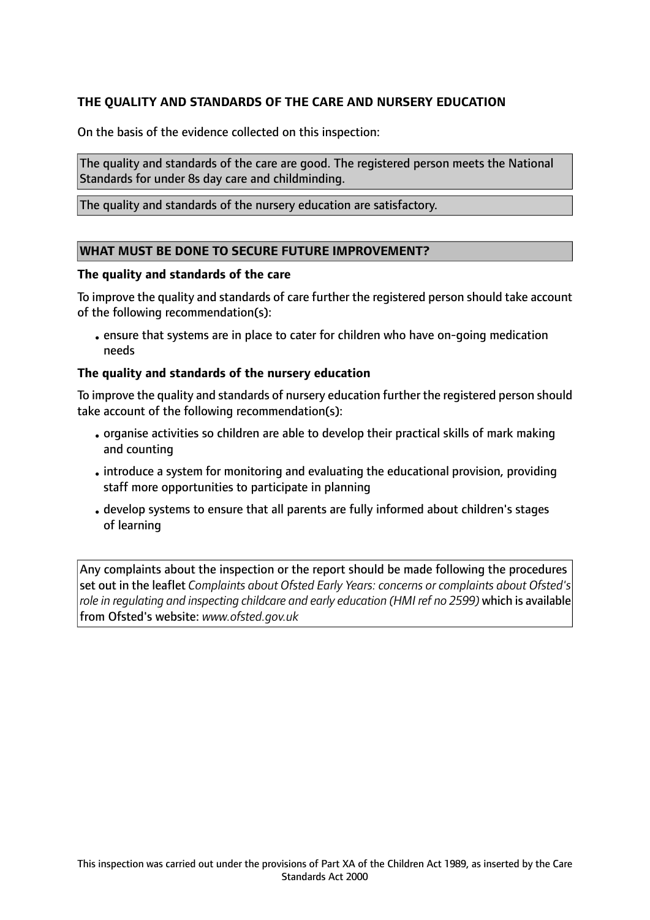## THE QUALITY AND STANDARDS OF THE CARE AND NURSERY EDUCATION

On the basis of the evidence collected on this inspection:

The quality and standards of the care are good. The registered person meets the National Standards for under 8s day care and childminding.

The quality and standards of the nursery education are satisfactory.

## WHAT MUST BE DONE TO SECURE FUTURE IMPROVEMENT?

### The quality and standards of the care

To improve the quality and standards of care further the registered person should take account of the following recommendation(s):

- ensure that systems are in place to cater for children who have on-going medication needs

### The quality and standards of the nursery education

To improve the quality and standards of nursery education further the registered person should take account of the following recommendation(s):

- organise activities so children are able to develop their practical skills of mark making and counting
- introduce a system for monitoring and evaluating the educational provision, providing staff more opportunities to participate in planning
- develop systems to ensure that all parents are fully informed about children's stages of learning

Any complaints about the inspection or the report should be made following the procedures set out in the leaflet *Complaints about Ofsted Early Years: concerns or complaints about Ofsted's role in regulating and inspecting childcare and early education (HMI ref no 2599)* which is available from Ofsted's website: *www.ofsted.gov.uk*

This inspection was carried out under the provisions of Part XA of the Children Act 1989, as inserted by the Care Standards Act 2000